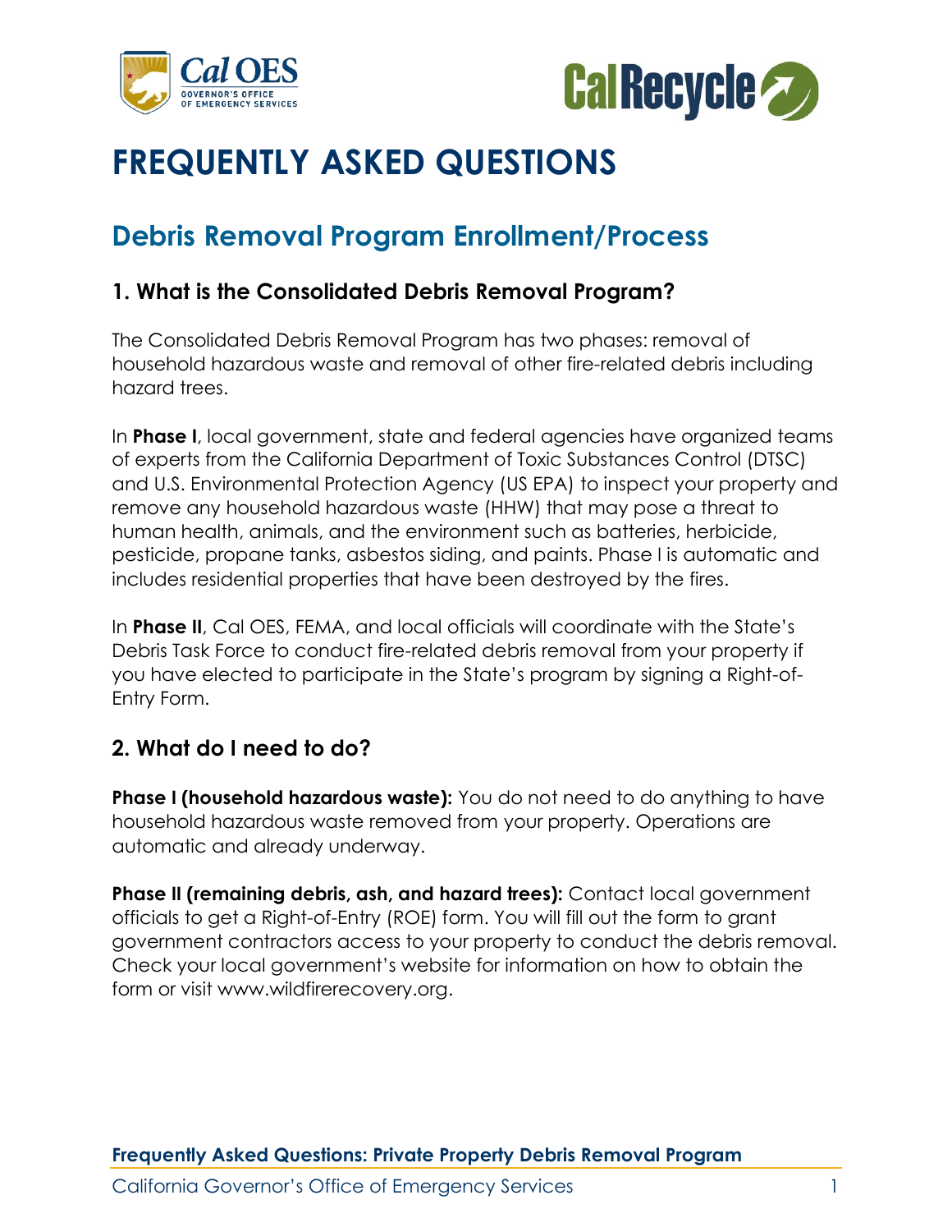# FREQUENTLY ASKED QUESTIONS

## Debris Removal Program Enrollment/Process

### 1. What is the Consolidated Debris Removal Program?

The Consolidated Debris Removal Program has two phases: removal of household hazardous waste and removal of other fire-related debris including hazard trees.

In **Phase I**, local government, state and federal agencies have organized teams of experts from the California Department of Toxic Substances Control (DTSC) and U.S. Environmental Protection Agency (US EPA) to inspect your property and remove any household hazardous waste (HHW) that may pose a threat to human health, animals, and the environment such as batteries, herbicide, pesticide, propane tanks, asbestos siding, and paints. Phase I is automatic and includes residential properties that have been destroyed by the fires.

In **Phase II**, Cal OES, FEMA, and local officials will coordinate with the State's Debris Task Force to conduct fire-related debris removal from your property if you have elected to participate in the State's program by signing a Right-of-Entry Form.

### 2. What do I need to do?

**Phase I (household hazardous waste):** You do not need to do anything to have household hazardous waste removed from your property. Operations are automatic and already underway.

**Phase II (remaining debris, ash, and hazard trees):** Contact local government officials to get a Right-of-Entry (ROE) form. You will fill out the form to grant government contractors access to your property to conduct the debris removal. Check your local government's website for information on how to obtain the form or visit www.wildfirerecovery.org.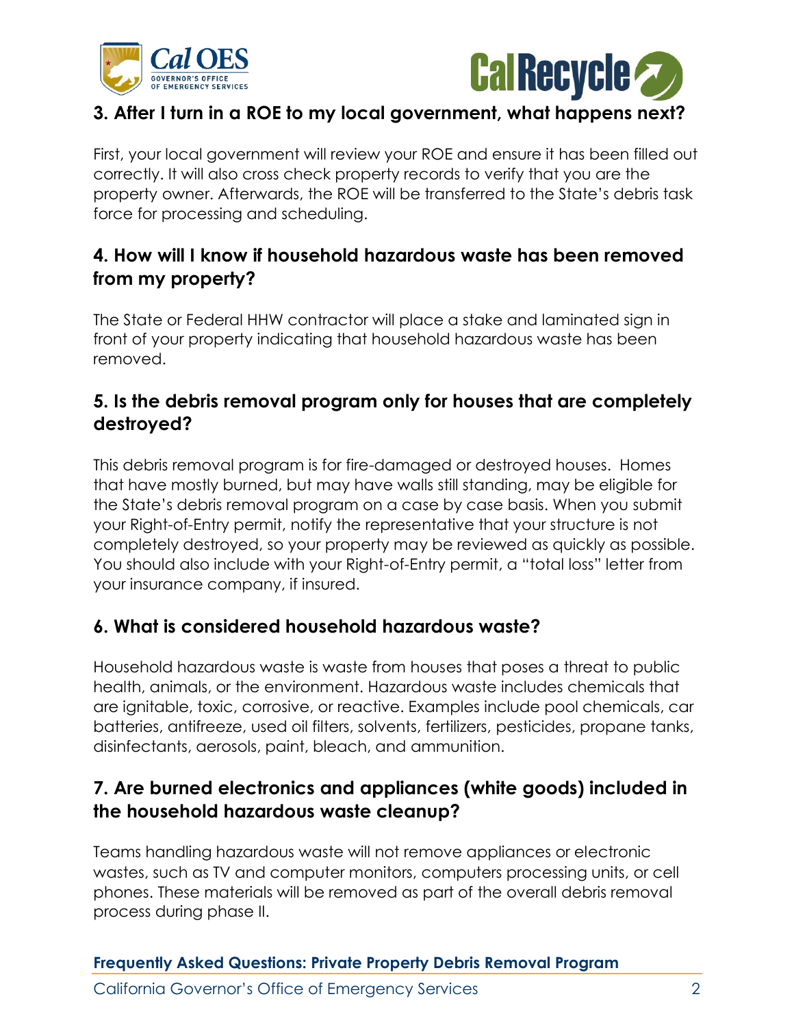### 3. After I turn in a ROE to my local government, what happens next?

First, your local government will review your ROE and ensure it has been filled out correctly. It will also cross check property records to verify that you are the property owner. Afterwards, the ROE will be transferred to the State's debris task force for processing and scheduling.

### 4. How will I know if household hazardous waste has been removed from my property?

The State or Federal HHW contractor will place a stake and laminated sign in front of your property indicating that household hazardous waste has been removed.

### 5. Is the debris removal program only for houses that are completely destroyed?

This debris removal program is for fire-damaged or destroyed houses. Homes that have mostly burned, but may have walls still standing, may be eligible for the State's debris removal program on a case by case basis. When you submit your Right-of-Entry permit, notify the representative that your structure is not completely destroyed, so your property may be reviewed as quickly as possible. You should also include with your Right-of-Entry permit, a "total loss" letter from your insurance company, if insured.

### 6. What is considered household hazardous waste?

Household hazardous waste is waste from houses that poses a threat to public health, animals, or the environment. Hazardous waste includes chemicals that are ignitable, toxic, corrosive, or reactive. Examples include pool chemicals, car batteries, antifreeze, used oil filters, solvents, fertilizers, pesticides, propane tanks, disinfectants, aerosols, paint, bleach, and ammunition.

### 7. Are burned electronics and appliances (white goods) included in the household hazardous waste cleanup?

Teams handling hazardous waste will not remove appliances or electronic wastes, such as TV and computer monitors, computers processing units, or cell phones. These materials will be removed as part of the overall debris removal process during phase II.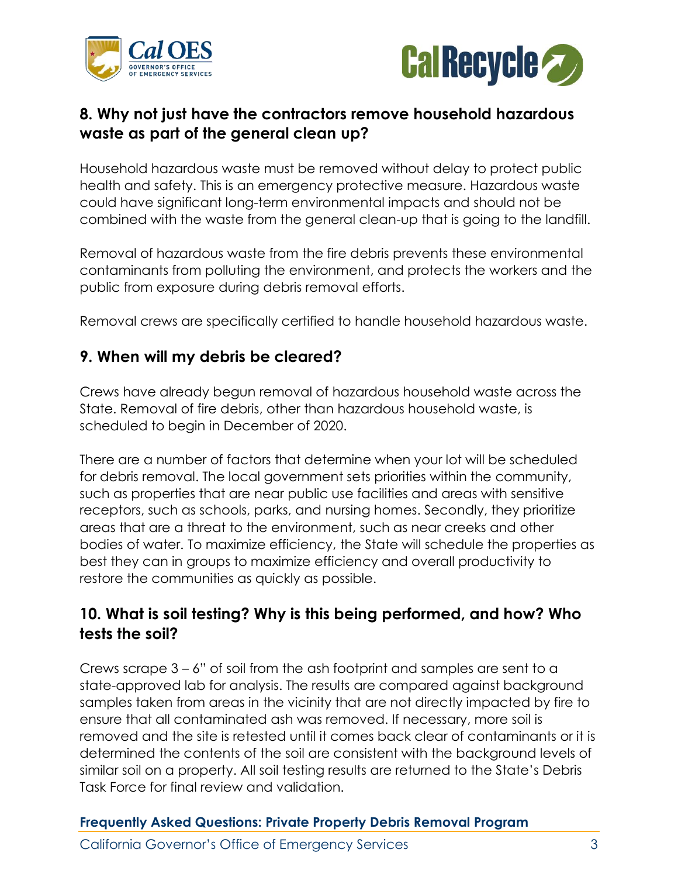## 8. Why not just have the contractors remove household hazardous waste as part of the general clean up?

Household hazardous waste must be removed without delay to protect public health and safety. This is an emergency protective measure. Hazardous waste could have significant long-term environmental impacts and should not be combined with the waste from the general clean-up that is going to the landfill.

Removal of hazardous waste from the fire debris prevents these environmental contaminants from polluting the environment, and protects the workers and the public from exposure during debris removal efforts.

Removal crews are specifically certified to handle household hazardous waste.

## 9. When will my debris be cleared?

Crews have already begun removal of hazardous household waste across the State. Removal of fire debris, other than hazardous household waste, is scheduled to begin in December of 2020.

There are a number of factors that determine when your lot will be scheduled for debris removal. The local government sets priorities within the community, such as properties that are near public use facilities and areas with sensitive receptors, such as schools, parks, and nursing homes. Secondly, they prioritize areas that are a threat to the environment, such as near creeks and other bodies of water. To maximize efficiency, the State will schedule the properties as best they can in groups to maximize efficiency and overall productivity to restore the communities as quickly as possible.

## 10. What is soil testing? Why is this being performed, and how? Who tests the soil?

Crews scrape 3 – 6" of soil from the ash footprint and samples are sent to a state-approved lab for analysis. The results are compared against background samples taken from areas in the vicinity that are not directly impacted by fire to ensure that all contaminated ash was removed. If necessary, more soil is removed and the site is retested until it comes back clear of contaminants or it is determined the contents of the soil are consistent with the background levels of similar soil on a property. All soil testing results are returned to the State's Debris Task Force for final review and validation.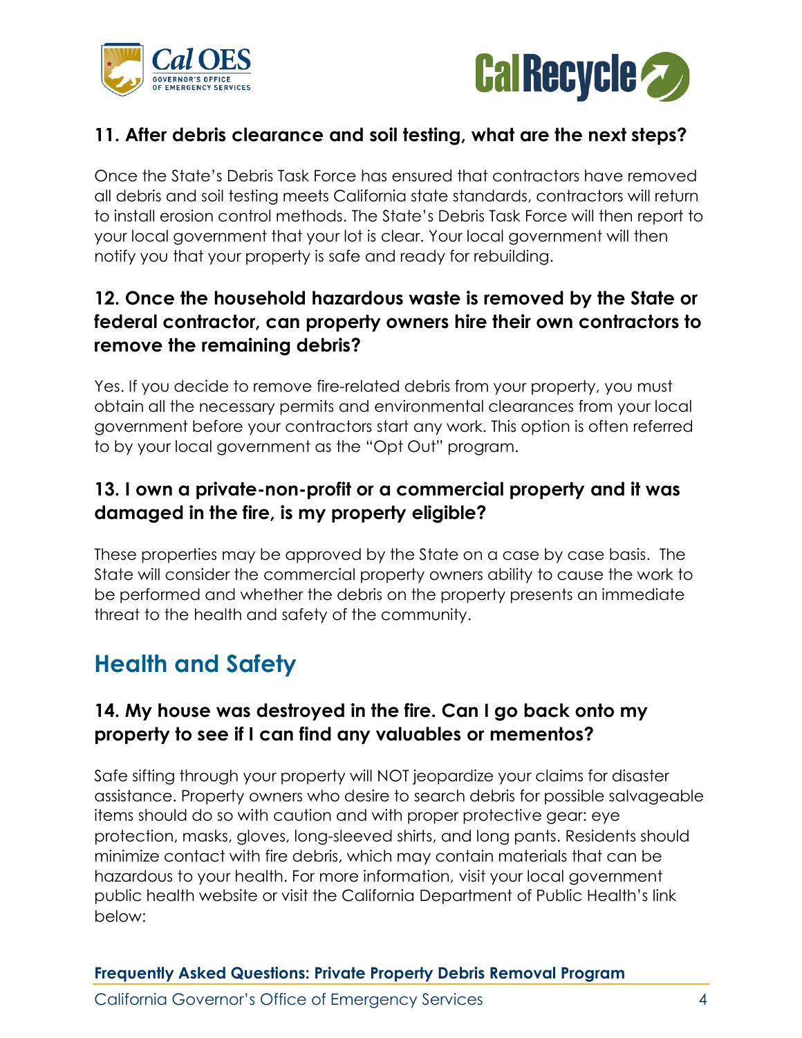### 11. After debris clearance and soil testing, what are the next steps?

Once the State's Debris Task Force has ensured that contractors have removed all debris and soil testing meets California state standards, contractors will return to install erosion control methods. The State's Debris Task Force will then report to your local government that your lot is clear. Your local government will then notify you that your property is safe and ready for rebuilding.

### 12. Once the household hazardous waste is removed by the State or federal contractor, can property owners hire their own contractors to remove the remaining debris?

Yes. If you decide to remove fire-related debris from your property, you must obtain all the necessary permits and environmental clearances from your local government before your contractors start any work. This option is often referred to by your local government as the "Opt Out" program.

### 13. I own a private-non-profit or a commercial property and it was damaged in the fire, is my property eligible?

These properties may be approved by the State on a case by case basis. The State will consider the commercial property owners ability to cause the work to be performed and whether the debris on the property presents an immediate threat to the health and safety of the community.

## Health and Safety

### 14. My house was destroyed in the fire. Can I go back onto my property to see if I can find any valuables or mementos?

Safe sifting through your property will NOT jeopardize your claims for disaster assistance. Property owners who desire to search debris for possible salvageable items should do so with caution and with proper protective gear: eye protection, masks, gloves, long-sleeved shirts, and long pants. Residents should minimize contact with fire debris, which may contain materials that can be hazardous to your health. For more information, visit your local government public health website or visit the California Department of Public Health's link below: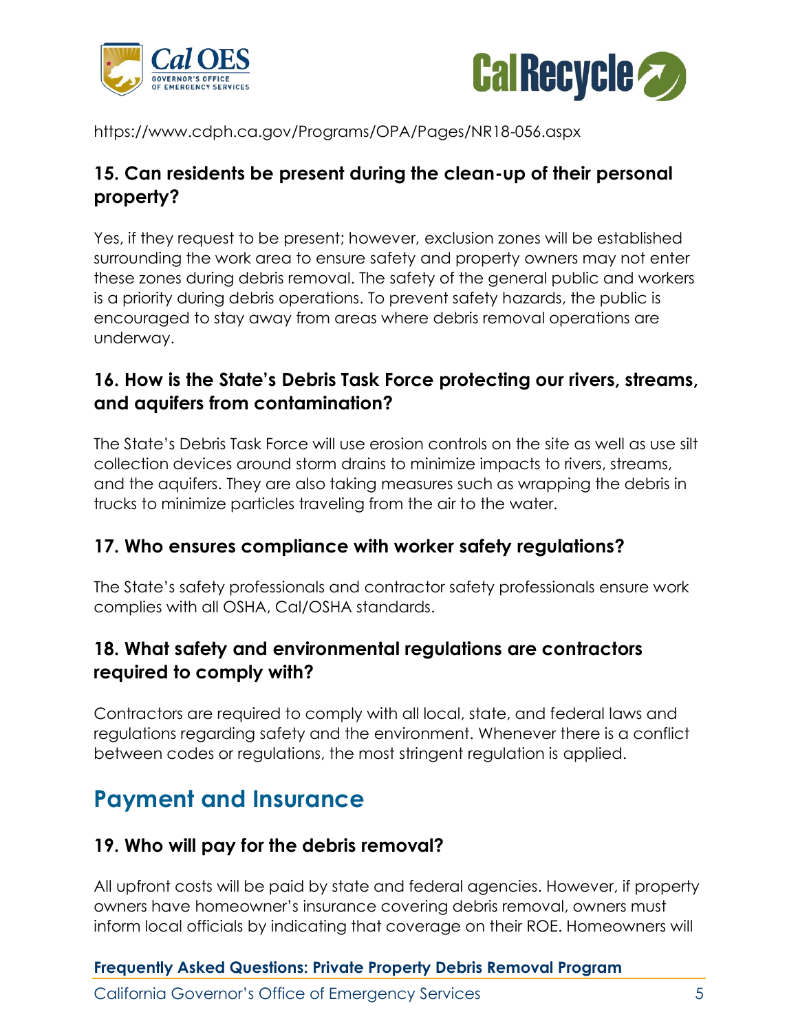https://www.cdph.ca.gov/Programs/OPA/Pages/NR18-056.aspx

### 15. Can residents be present during the clean-up of their personal property?

Yes, if they request to be present; however, exclusion zones will be established surrounding the work area to ensure safety and property owners may not enter these zones during debris removal. The safety of the general public and workers is a priority during debris operations. To prevent safety hazards, the public is encouraged to stay away from areas where debris removal operations are underway.

### 16. How is the State's Debris Task Force protecting our rivers, streams, and aquifers from contamination?

The State's Debris Task Force will use erosion controls on the site as well as use silt collection devices around storm drains to minimize impacts to rivers, streams, and the aquifers. They are also taking measures such as wrapping the debris in trucks to minimize particles traveling from the air to the water.

### 17. Who ensures compliance with worker safety regulations?

The State's safety professionals and contractor safety professionals ensure work complies with all OSHA, Cal/OSHA standards.

### 18. What safety and environmental regulations are contractors required to comply with?

Contractors are required to comply with all local, state, and federal laws and regulations regarding safety and the environment. Whenever there is a conflict between codes or regulations, the most stringent regulation is applied.

## Payment and Insurance

### 19. Who will pay for the debris removal?

All upfront costs will be paid by state and federal agencies. However, if property owners have homeowner's insurance covering debris removal, owners must inform local officials by indicating that coverage on their ROE. Homeowners will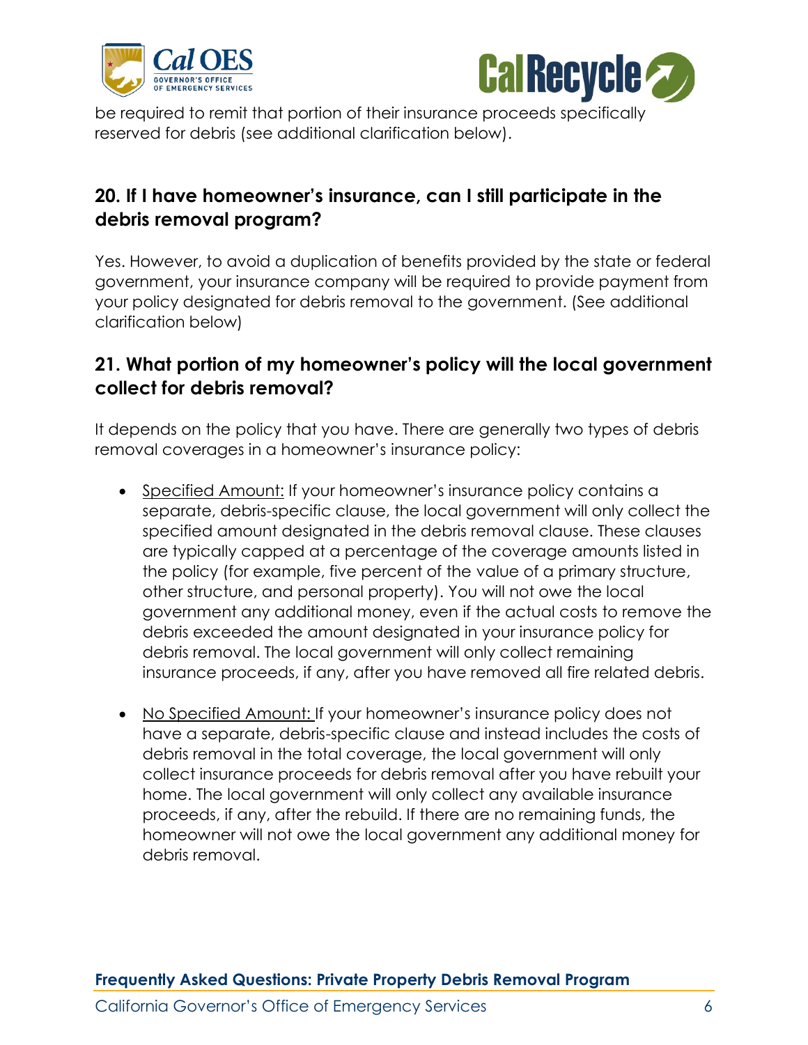be required to remit that portion of their insurance proceeds specifically reserved for debris (see additional clarification below).

## 20. If I have homeowner's insurance, can I still participate in the debris removal program?

Yes. However, to avoid a duplication of benefits provided by the state or federal government, your insurance company will be required to provide payment from your policy designated for debris removal to the government. (See additional clarification below)

## 21. What portion of my homeowner's policy will the local government collect for debris removal?

It depends on the policy that you have. There are generally two types of debris removal coverages in a homeowner's insurance policy:

- Specified Amount: If your homeowner's insurance policy contains a separate, debris-specific clause, the local government will only collect the specified amount designated in the debris removal clause. These clauses are typically capped at a percentage of the coverage amounts listed in the policy (for example, five percent of the value of a primary structure, other structure, and personal property). You will not owe the local government any additional money, even if the actual costs to remove the debris exceeded the amount designated in your insurance policy for debris removal. The local government will only collect remaining insurance proceeds, if any, after you have removed all fire related debris.

- No Specified Amount: If your homeowner's insurance policy does not have a separate, debris-specific clause and instead includes the costs of debris removal in the total coverage, the local government will only collect insurance proceeds for debris removal after you have rebuilt your home. The local government will only collect any available insurance proceeds, if any, after the rebuild. If there are no remaining funds, the homeowner will not owe the local government any additional money for debris removal.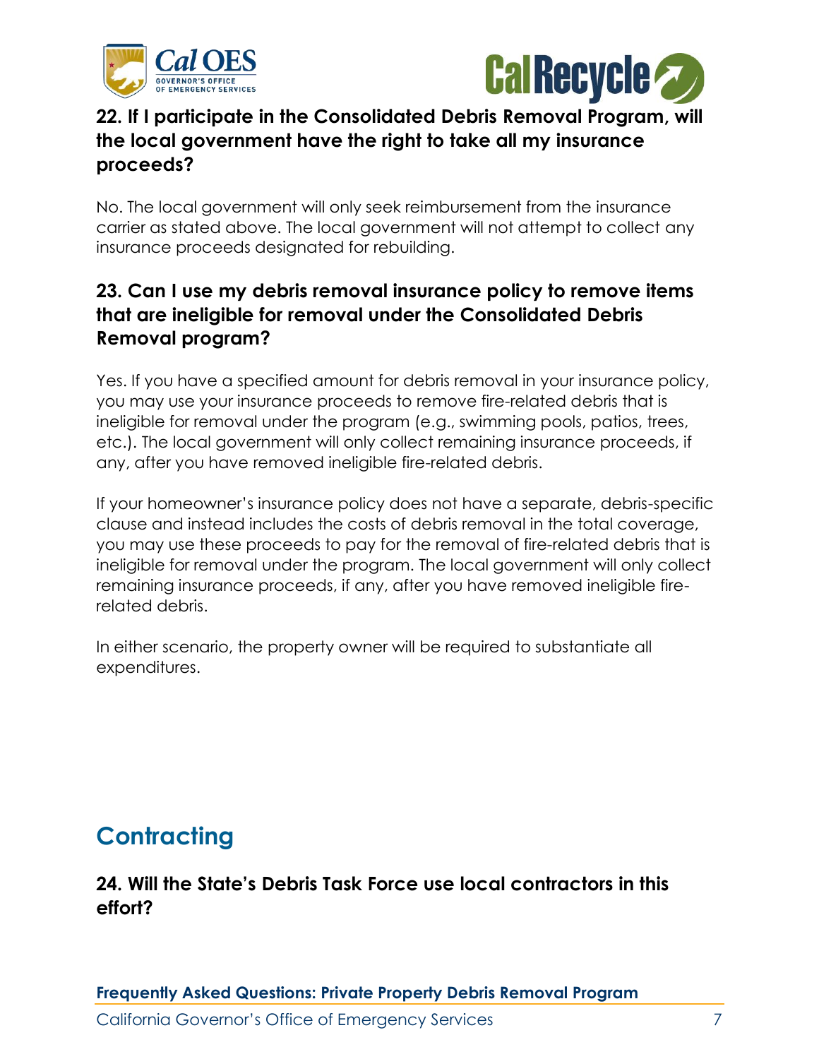### 22. If I participate in the Consolidated Debris Removal Program, will the local government have the right to take all my insurance proceeds?

No. The local government will only seek reimbursement from the insurance carrier as stated above. The local government will not attempt to collect any insurance proceeds designated for rebuilding.

### 23. Can I use my debris removal insurance policy to remove items that are ineligible for removal under the Consolidated Debris Removal program?

Yes. If you have a specified amount for debris removal in your insurance policy, you may use your insurance proceeds to remove fire-related debris that is ineligible for removal under the program (e.g., swimming pools, patios, trees, etc.). The local government will only collect remaining insurance proceeds, if any, after you have removed ineligible fire-related debris.

If your homeowner's insurance policy does not have a separate, debris-specific clause and instead includes the costs of debris removal in the total coverage, you may use these proceeds to pay for the removal of fire-related debris that is ineligible for removal under the program. The local government will only collect remaining insurance proceeds, if any, after you have removed ineligible fire-related debris.

In either scenario, the property owner will be required to substantiate all expenditures.

## Contracting

### 24. Will the State's Debris Task Force use local contractors in this effort?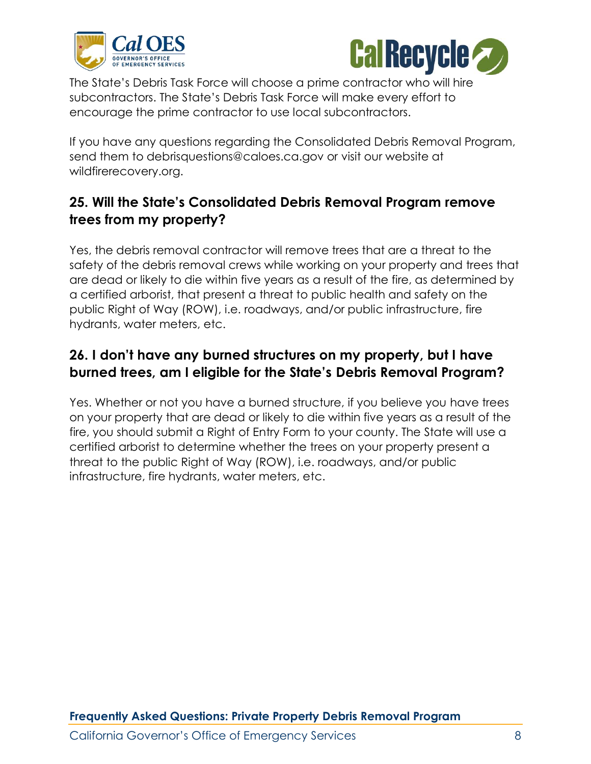The State's Debris Task Force will choose a prime contractor who will hire subcontractors. The State's Debris Task Force will make every effort to encourage the prime contractor to use local subcontractors.

If you have any questions regarding the Consolidated Debris Removal Program, send them to debrisquestions@caloes.ca.gov or visit our website at wildfirerecovery.org.

## 25. Will the State's Consolidated Debris Removal Program remove trees from my property?

Yes, the debris removal contractor will remove trees that are a threat to the safety of the debris removal crews while working on your property and trees that are dead or likely to die within five years as a result of the fire, as determined by a certified arborist, that present a threat to public health and safety on the public Right of Way (ROW), i.e. roadways, and/or public infrastructure, fire hydrants, water meters, etc.

## 26. I don't have any burned structures on my property, but I have burned trees, am I eligible for the State's Debris Removal Program?

Yes. Whether or not you have a burned structure, if you believe you have trees on your property that are dead or likely to die within five years as a result of the fire, you should submit a Right of Entry Form to your county. The State will use a certified arborist to determine whether the trees on your property present a threat to the public Right of Way (ROW), i.e. roadways, and/or public infrastructure, fire hydrants, water meters, etc.